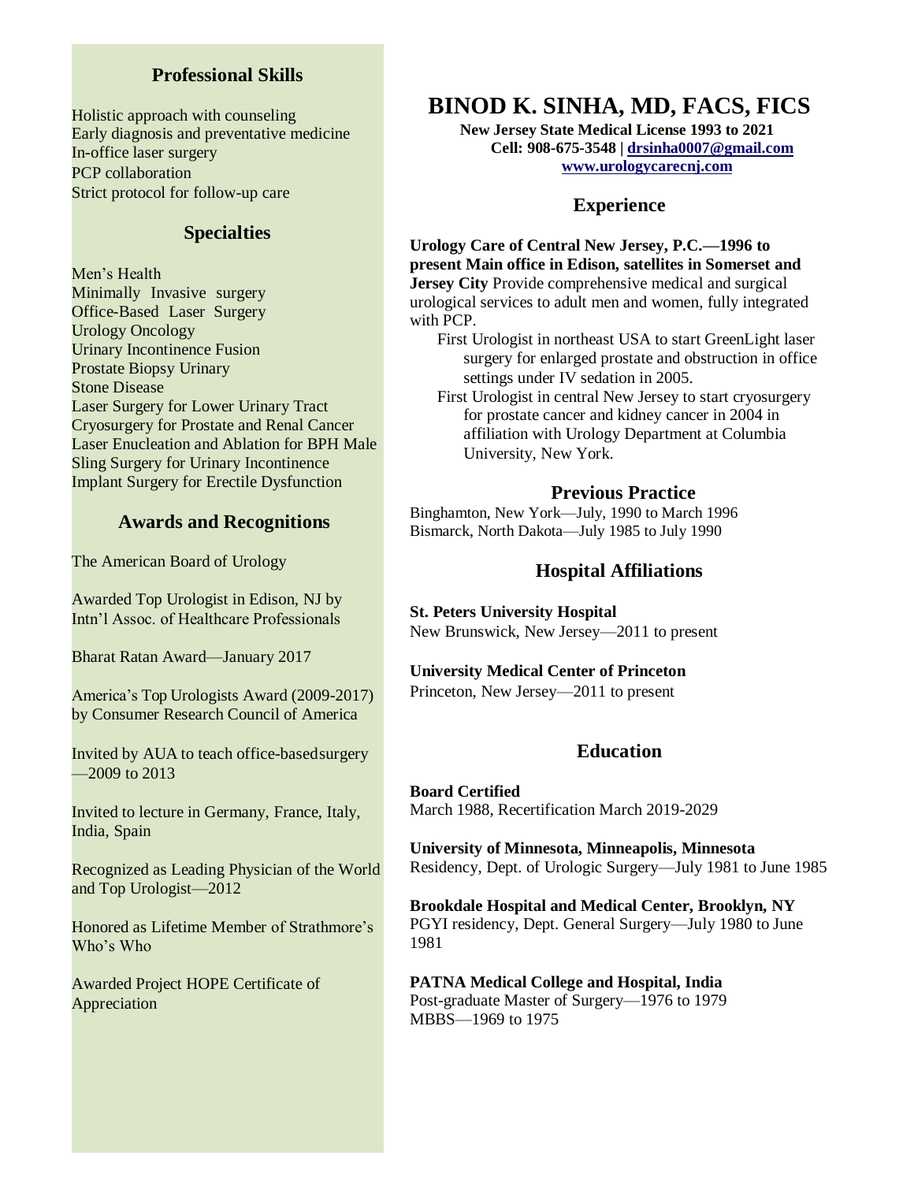# BINOD K. SINHA, MD, FACS, FICS

**New Jersey State Medical License 1993 to 2021**
**Cell: 908-675-3548 | drsinha0007@gmail.com**
**www.urologycarecnj.com**

## Professional Skills

Holistic approach with counseling
Early diagnosis and preventative medicine
In-office laser surgery
PCP collaboration
Strict protocol for follow-up care

## Specialties

Men's Health
Minimally Invasive surgery
Office-Based Laser Surgery
Urology Oncology
Urinary Incontinence Fusion
Prostate Biopsy Urinary
Stone Disease
Laser Surgery for Lower Urinary Tract
Cryosurgery for Prostate and Renal Cancer
Laser Enucleation and Ablation for BPH Male
Sling Surgery for Urinary Incontinence
Implant Surgery for Erectile Dysfunction

## Awards and Recognitions

The American Board of Urology

Awarded Top Urologist in Edison, NJ by Intn'l Assoc. of Healthcare Professionals

Bharat Ratan Award—January 2017

America's Top Urologists Award (2009-2017) by Consumer Research Council of America

Invited by AUA to teach office-basedsurgery —2009 to 2013

Invited to lecture in Germany, France, Italy, India, Spain

Recognized as Leading Physician of the World and Top Urologist—2012

Honored as Lifetime Member of Strathmore's Who's Who

Awarded Project HOPE Certificate of Appreciation

## Experience

**Urology Care of Central New Jersey, P.C.—1996 to present Main office in Edison, satellites in Somerset and Jersey City** Provide comprehensive medical and surgical urological services to adult men and women, fully integrated with PCP.

- First Urologist in northeast USA to start GreenLight laser surgery for enlarged prostate and obstruction in office settings under IV sedation in 2005.
- First Urologist in central New Jersey to start cryosurgery for prostate cancer and kidney cancer in 2004 in affiliation with Urology Department at Columbia University, New York.

## Previous Practice

Binghamton, New York—July, 1990 to March 1996
Bismarck, North Dakota—July 1985 to July 1990

## Hospital Affiliations

**St. Peters University Hospital**
New Brunswick, New Jersey—2011 to present

**University Medical Center of Princeton**
Princeton, New Jersey—2011 to present

## Education

**Board Certified**
March 1988, Recertification March 2019-2029

**University of Minnesota, Minneapolis, Minnesota**
Residency, Dept. of Urologic Surgery—July 1981 to June 1985

**Brookdale Hospital and Medical Center, Brooklyn, NY**
PGYI residency, Dept. General Surgery—July 1980 to June 1981

**PATNA Medical College and Hospital, India**
Post-graduate Master of Surgery—1976 to 1979
MBBS—1969 to 1975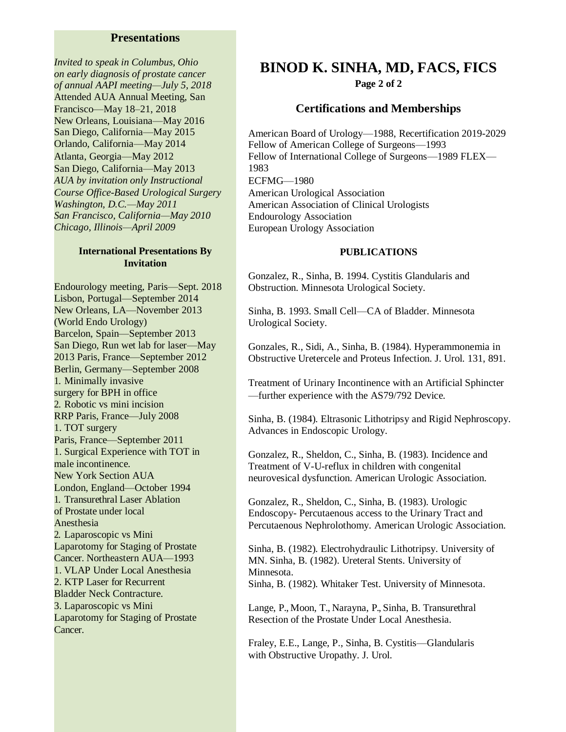# BINOD K. SINHA, MD, FACS, FICS

## Presentations

*Invited to speak in Columbus, Ohio on early diagnosis of prostate cancer of annual AAPI meeting—July 5, 2018*
Attended AUA Annual Meeting, San Francisco—May 18–21, 2018
New Orleans, Louisiana—May 2016
San Diego, California—May 2015
Orlando, California—May 2014
Atlanta, Georgia—May 2012
San Diego, California—May 2013
*AUA by invitation only Instructional Course Office-Based Urological Surgery Washington, D.C.—May 2011*
*San Francisco, California—May 2010*
*Chicago, Illinois—April 2009*

### International Presentations By Invitation

Endourology meeting, Paris—Sept. 2018
Lisbon, Portugal—September 2014
New Orleans, LA—November 2013 (World Endo Urology)
Barcelon, Spain—September 2013
San Diego, Run wet lab for laser—May 2013 Paris, France—September 2012
Berlin, Germany—September 2008
1. Minimally invasive surgery for BPH in office
2. Robotic vs mini incision RRP Paris, France—July 2008
1. TOT surgery
Paris, France—September 2011
1. Surgical Experience with TOT in male incontinence.
New York Section AUA
London, England—October 1994
1. Transurethral Laser Ablation of Prostate under local Anesthesia
2. Laparoscopic vs Mini Laparotomy for Staging of Prostate Cancer. Northeastern AUA—1993
1. VLAP Under Local Anesthesia
2. KTP Laser for Recurrent Bladder Neck Contracture.
3. Laparoscopic vs Mini Laparotomy for Staging of Prostate Cancer.

## Certifications and Memberships

American Board of Urology—1988, Recertification 2019-2029
Fellow of American College of Surgeons—1993
Fellow of International College of Surgeons—1989 FLEX—1983
ECFMG—1980
American Urological Association
American Association of Clinical Urologists
Endourology Association
European Urology Association

## PUBLICATIONS

Gonzalez, R., Sinha, B. 1994. Cystitis Glandularis and Obstruction. Minnesota Urological Society.

Sinha, B. 1993. Small Cell—CA of Bladder. Minnesota Urological Society.

Gonzales, R., Sidi, A., Sinha, B. (1984). Hyperammonemia in Obstructive Uretercele and Proteus Infection. J. Urol. 131, 891.

Treatment of Urinary Incontinence with an Artificial Sphincter—further experience with the AS79/792 Device.

Sinha, B. (1984). Eltrasonic Lithotripsy and Rigid Nephroscopy. Advances in Endoscopic Urology.

Gonzalez, R., Sheldon, C., Sinha, B. (1983). Incidence and Treatment of V-U-reflux in children with congenital neurovesical dysfunction. American Urologic Association.

Gonzalez, R., Sheldon, C., Sinha, B. (1983). Urologic Endoscopy- Percutaenous access to the Urinary Tract and Percutaenous Nephrolothomy. American Urologic Association.

Sinha, B. (1982). Electrohydraulic Lithotripsy. University of MN. Sinha, B. (1982). Ureteral Stents. University of Minnesota.
Sinha, B. (1982). Whitaker Test. University of Minnesota.

Lange, P., Moon, T., Narayna, P., Sinha, B. Transurethral Resection of the Prostate Under Local Anesthesia.

Fraley, E.E., Lange, P., Sinha, B. Cystitis—Glandularis with Obstructive Uropathy. J. Urol.